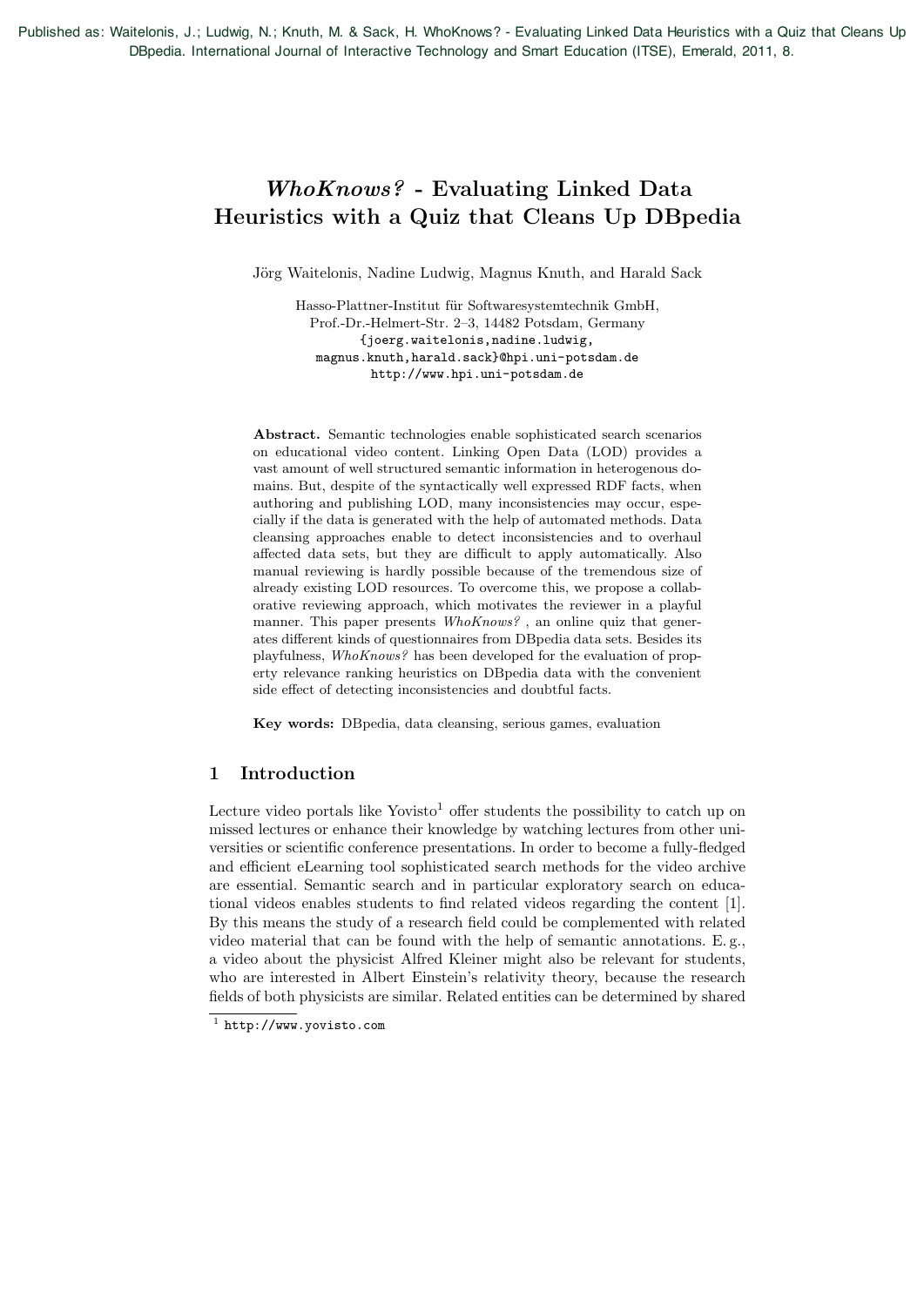Published as: Waitelonis, J.; Ludwig, N.; Knuth, M. & Sack, H. WhoKnows? - Evaluating Linked Data Heuristics with a Quiz that Cleans Up DBpedia. International Journal of Interactive Technology and Smart Education (ITSE), Emerald, 2011, 8.

# *WhoKnows?* - Evaluating Linked Data Heuristics with a Quiz that Cleans Up DBpedia

Jörg Waitelonis, Nadine Ludwig, Magnus Knuth, and Harald Sack

Hasso-Plattner-Institut für Softwaresystemtechnik GmbH,
Prof.-Dr.-Helmert-Str. 2–3, 14482 Potsdam, Germany
{joerg.waitelonis,nadine.ludwig,
magnus.knuth,harald.sack}@hpi.uni-potsdam.de
http://www.hpi.uni-potsdam.de

**Abstract.** Semantic technologies enable sophisticated search scenarios on educational video content. Linking Open Data (LOD) provides a vast amount of well structured semantic information in heterogenous domains. But, despite of the syntactically well expressed RDF facts, when authoring and publishing LOD, many inconsistencies may occur, especially if the data is generated with the help of automated methods. Data cleansing approaches enable to detect inconsistencies and to overhaul affected data sets, but they are difficult to apply automatically. Also manual reviewing is hardly possible because of the tremendous size of already existing LOD resources. To overcome this, we propose a collaborative reviewing approach, which motivates the reviewer in a playful manner. This paper presents *WhoKnows?* , an online quiz that generates different kinds of questionnaires from DBpedia data sets. Besides its playfulness, *WhoKnows?* has been developed for the evaluation of property relevance ranking heuristics on DBpedia data with the convenient side effect of detecting inconsistencies and doubtful facts.

**Key words:** DBpedia, data cleansing, serious games, evaluation

## 1 Introduction

Lecture video portals like Yovisto[1] offer students the possibility to catch up on missed lectures or enhance their knowledge by watching lectures from other universities or scientific conference presentations. In order to become a fully-fledged and efficient eLearning tool sophisticated search methods for the video archive are essential. Semantic search and in particular exploratory search on educational videos enables students to find related videos regarding the content [1]. By this means the study of a research field could be complemented with related video material that can be found with the help of semantic annotations. E. g., a video about the physicist Alfred Kleiner might also be relevant for students, who are interested in Albert Einstein's relativity theory, because the research fields of both physicists are similar. Related entities can be determined by shared

[1] http://www.yovisto.com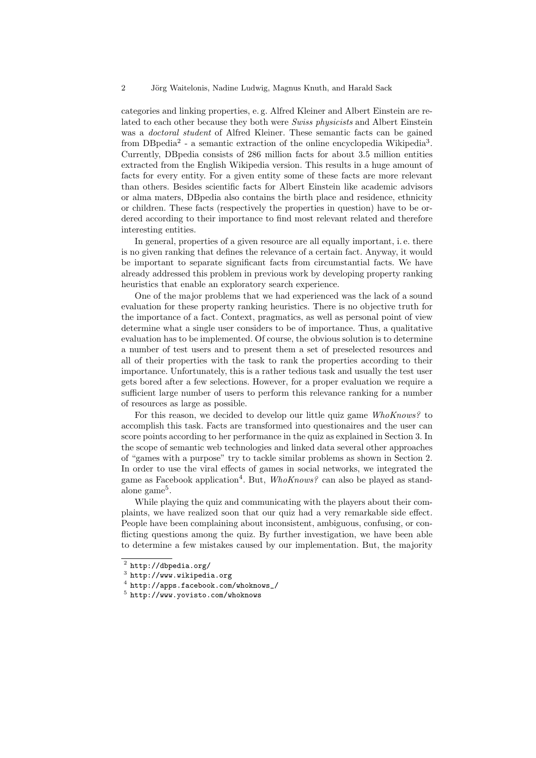categories and linking properties, e. g. Alfred Kleiner and Albert Einstein are related to each other because they both were *Swiss physicists* and Albert Einstein was a *doctoral student* of Alfred Kleiner. These semantic facts can be gained from DBpedia[2] - a semantic extraction of the online encyclopedia Wikipedia[3]. Currently, DBpedia consists of 286 million facts for about 3.5 million entities extracted from the English Wikipedia version. This results in a huge amount of facts for every entity. For a given entity some of these facts are more relevant than others. Besides scientific facts for Albert Einstein like academic advisors or alma maters, DBpedia also contains the birth place and residence, ethnicity or children. These facts (respectively the properties in question) have to be ordered according to their importance to find most relevant related and therefore interesting entities.

In general, properties of a given resource are all equally important, i. e. there is no given ranking that defines the relevance of a certain fact. Anyway, it would be important to separate significant facts from circumstantial facts. We have already addressed this problem in previous work by developing property ranking heuristics that enable an exploratory search experience.

One of the major problems that we had experienced was the lack of a sound evaluation for these property ranking heuristics. There is no objective truth for the importance of a fact. Context, pragmatics, as well as personal point of view determine what a single user considers to be of importance. Thus, a qualitative evaluation has to be implemented. Of course, the obvious solution is to determine a number of test users and to present them a set of preselected resources and all of their properties with the task to rank the properties according to their importance. Unfortunately, this is a rather tedious task and usually the test user gets bored after a few selections. However, for a proper evaluation we require a sufficient large number of users to perform this relevance ranking for a number of resources as large as possible.

For this reason, we decided to develop our little quiz game *WhoKnows?* to accomplish this task. Facts are transformed into questionaires and the user can score points according to her performance in the quiz as explained in Section 3. In the scope of semantic web technologies and linked data several other approaches of "games with a purpose" try to tackle similar problems as shown in Section 2. In order to use the viral effects of games in social networks, we integrated the game as Facebook application[4]. But, *WhoKnows?* can also be played as standalone game[5].

While playing the quiz and communicating with the players about their complaints, we have realized soon that our quiz had a very remarkable side effect. People have been complaining about inconsistent, ambiguous, confusing, or conflicting questions among the quiz. By further investigation, we have been able to determine a few mistakes caused by our implementation. But, the majority

[2] http://dbpedia.org/

[3] http://www.wikipedia.org

[4] http://apps.facebook.com/whoknows_/

[5] http://www.yovisto.com/whoknows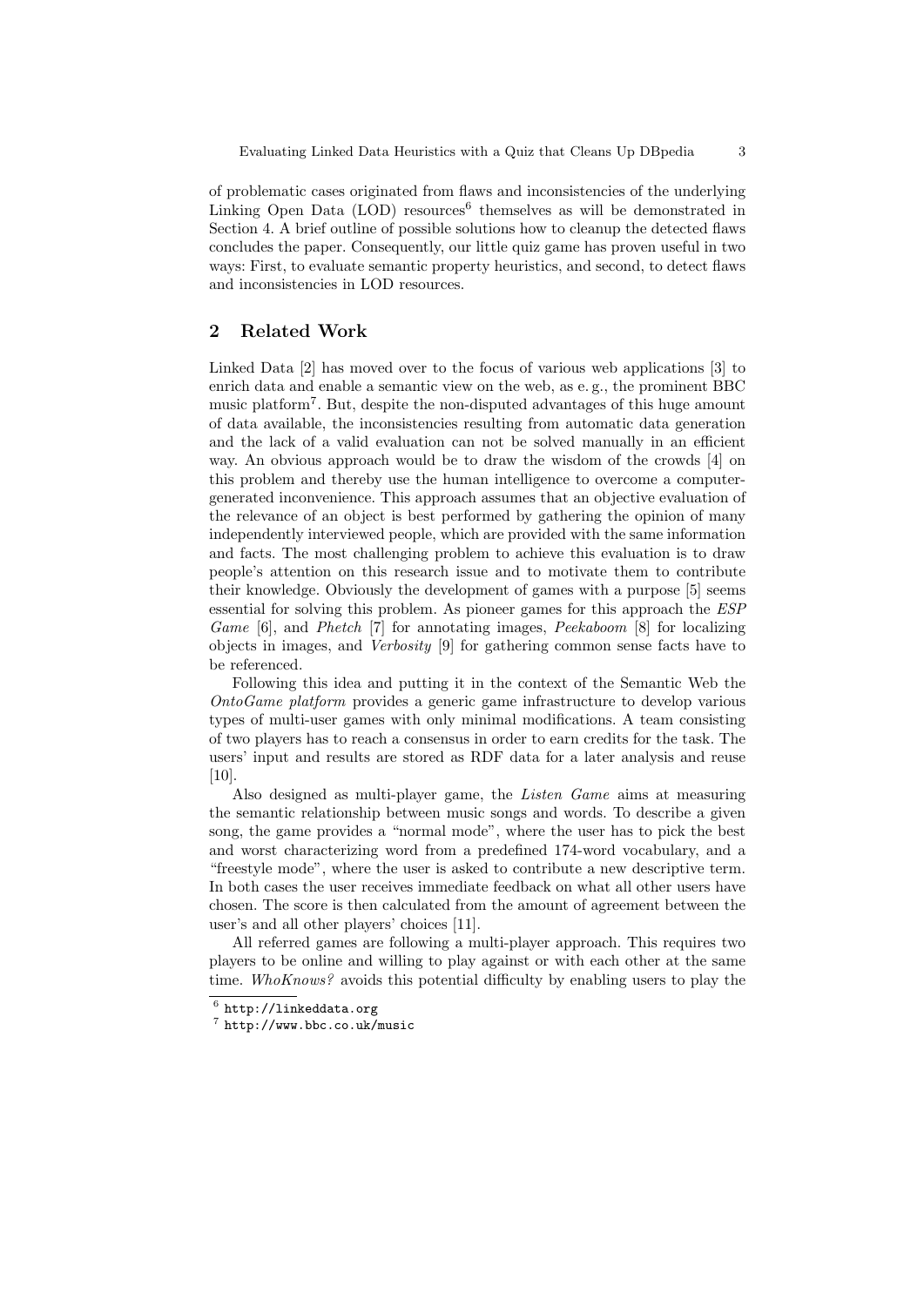of problematic cases originated from flaws and inconsistencies of the underlying Linking Open Data (LOD) resources[6] themselves as will be demonstrated in Section 4. A brief outline of possible solutions how to cleanup the detected flaws concludes the paper. Consequently, our little quiz game has proven useful in two ways: First, to evaluate semantic property heuristics, and second, to detect flaws and inconsistencies in LOD resources.

## 2 Related Work

Linked Data [2] has moved over to the focus of various web applications [3] to enrich data and enable a semantic view on the web, as e. g., the prominent BBC music platform[7]. But, despite the non-disputed advantages of this huge amount of data available, the inconsistencies resulting from automatic data generation and the lack of a valid evaluation can not be solved manually in an efficient way. An obvious approach would be to draw the wisdom of the crowds [4] on this problem and thereby use the human intelligence to overcome a computer-generated inconvenience. This approach assumes that an objective evaluation of the relevance of an object is best performed by gathering the opinion of many independently interviewed people, which are provided with the same information and facts. The most challenging problem to achieve this evaluation is to draw people's attention on this research issue and to motivate them to contribute their knowledge. Obviously the development of games with a purpose [5] seems essential for solving this problem. As pioneer games for this approach the *ESP Game* [6], and *Phetch* [7] for annotating images, *Peekaboom* [8] for localizing objects in images, and *Verbosity* [9] for gathering common sense facts have to be referenced.

Following this idea and putting it in the context of the Semantic Web the *OntoGame platform* provides a generic game infrastructure to develop various types of multi-user games with only minimal modifications. A team consisting of two players has to reach a consensus in order to earn credits for the task. The users' input and results are stored as RDF data for a later analysis and reuse [10].

Also designed as multi-player game, the *Listen Game* aims at measuring the semantic relationship between music songs and words. To describe a given song, the game provides a "normal mode", where the user has to pick the best and worst characterizing word from a predefined 174-word vocabulary, and a "freestyle mode", where the user is asked to contribute a new descriptive term. In both cases the user receives immediate feedback on what all other users have chosen. The score is then calculated from the amount of agreement between the user's and all other players' choices [11].

All referred games are following a multi-player approach. This requires two players to be online and willing to play against or with each other at the same time. *WhoKnows?* avoids this potential difficulty by enabling users to play the

[6] http://linkeddata.org

[7] http://www.bbc.co.uk/music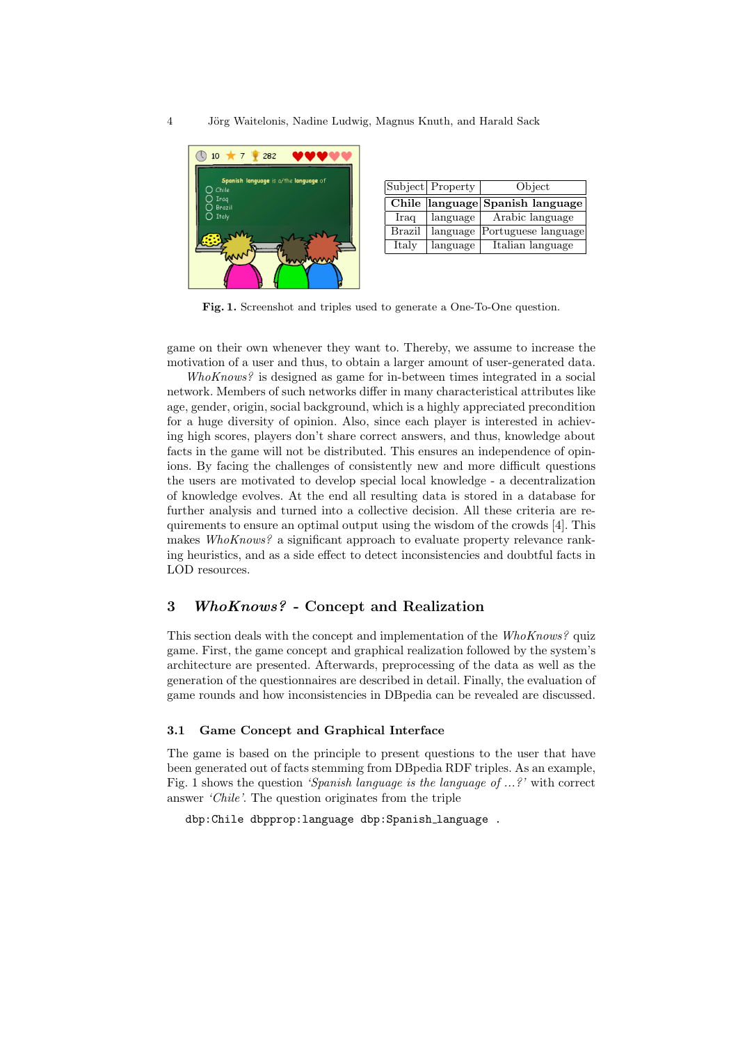| Subject | Property | Object |
|---|---|---|
| **Chile** | **language** | **Spanish language** |
| Iraq | language | Arabic language |
| Brazil | language | Portuguese language |
| Italy | language | Italian language |

**Fig. 1.** Screenshot and triples used to generate a One-To-One question.

game on their own whenever they want to. Thereby, we assume to increase the motivation of a user and thus, to obtain a larger amount of user-generated data.

*WhoKnows?* is designed as game for in-between times integrated in a social network. Members of such networks differ in many characteristical attributes like age, gender, origin, social background, which is a highly appreciated precondition for a huge diversity of opinion. Also, since each player is interested in achieving high scores, players don't share correct answers, and thus, knowledge about facts in the game will not be distributed. This ensures an independence of opinions. By facing the challenges of consistently new and more difficult questions the users are motivated to develop special local knowledge - a decentralization of knowledge evolves. At the end all resulting data is stored in a database for further analysis and turned into a collective decision. All these criteria are requirements to ensure an optimal output using the wisdom of the crowds [4]. This makes *WhoKnows?* a significant approach to evaluate property relevance ranking heuristics, and as a side effect to detect inconsistencies and doubtful facts in LOD resources.

## 3 *WhoKnows?* - Concept and Realization

This section deals with the concept and implementation of the *WhoKnows?* quiz game. First, the game concept and graphical realization followed by the system's architecture are presented. Afterwards, preprocessing of the data as well as the generation of the questionnaires are described in detail. Finally, the evaluation of game rounds and how inconsistencies in DBpedia can be revealed are discussed.

### 3.1 Game Concept and Graphical Interface

The game is based on the principle to present questions to the user that have been generated out of facts stemming from DBpedia RDF triples. As an example, Fig. 1 shows the question *'Spanish language is the language of ...?'* with correct answer *'Chile'*. The question originates from the triple

```
dbp:Chile dbpprop:language dbp:Spanish_language .
```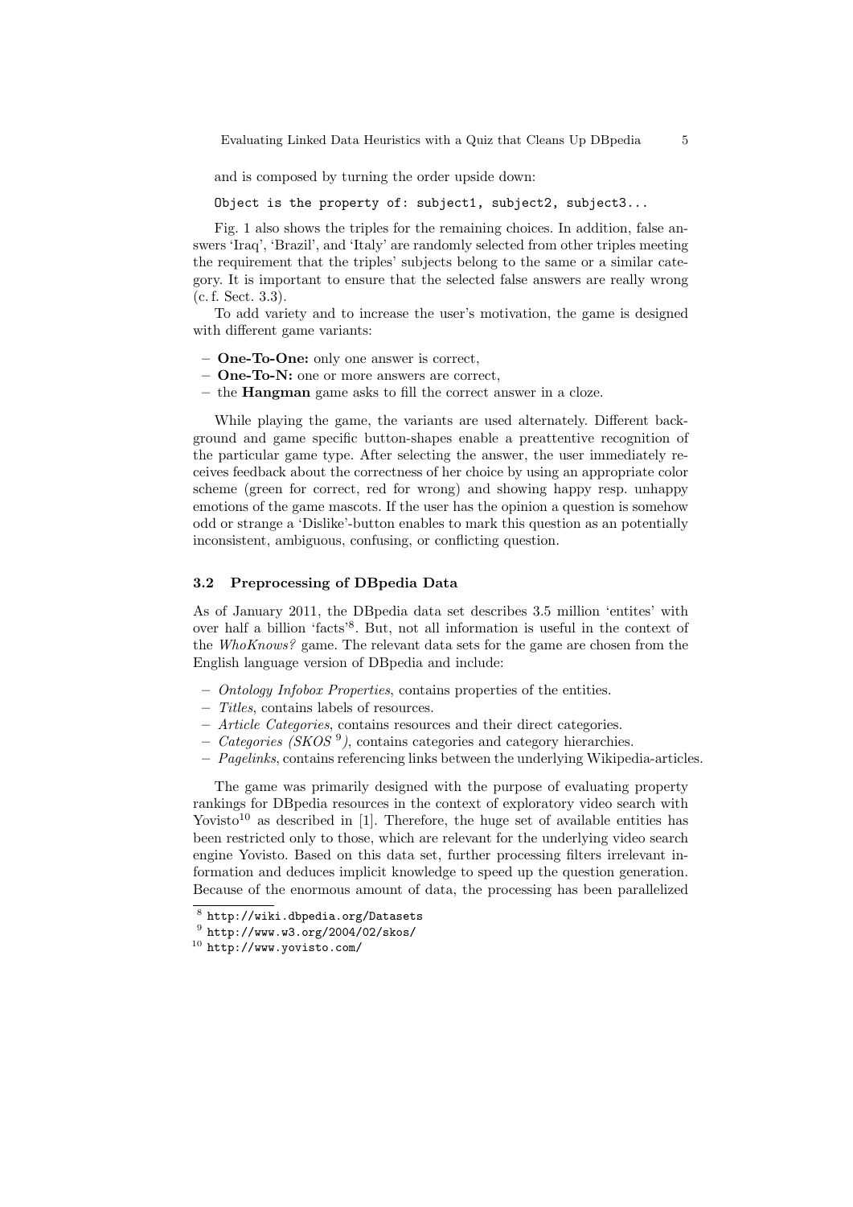and is composed by turning the order upside down:

```
Object is the property of: subject1, subject2, subject3...
```

Fig. 1 also shows the triples for the remaining choices. In addition, false answers 'Iraq', 'Brazil', and 'Italy' are randomly selected from other triples meeting the requirement that the triples' subjects belong to the same or a similar category. It is important to ensure that the selected false answers are really wrong (c. f. Sect. 3.3).

To add variety and to increase the user's motivation, the game is designed with different game variants:

- **One-To-One:** only one answer is correct,
- **One-To-N:** one or more answers are correct,
- the **Hangman** game asks to fill the correct answer in a cloze.

While playing the game, the variants are used alternately. Different background and game specific button-shapes enable a preattentive recognition of the particular game type. After selecting the answer, the user immediately receives feedback about the correctness of her choice by using an appropriate color scheme (green for correct, red for wrong) and showing happy resp. unhappy emotions of the game mascots. If the user has the opinion a question is somehow odd or strange a 'Dislike'-button enables to mark this question as an potentially inconsistent, ambiguous, confusing, or conflicting question.

### 3.2 Preprocessing of DBpedia Data

As of January 2011, the DBpedia data set describes 3.5 million 'entites' with over half a billion 'facts'[8]. But, not all information is useful in the context of the *WhoKnows?* game. The relevant data sets for the game are chosen from the English language version of DBpedia and include:

- *Ontology Infobox Properties*, contains properties of the entities.
- *Titles*, contains labels of resources.
- *Article Categories*, contains resources and their direct categories.
- *Categories (SKOS* [9]*)*, contains categories and category hierarchies.
- *Pagelinks*, contains referencing links between the underlying Wikipedia-articles.

The game was primarily designed with the purpose of evaluating property rankings for DBpedia resources in the context of exploratory video search with Yovisto[10] as described in [1]. Therefore, the huge set of available entities has been restricted only to those, which are relevant for the underlying video search engine Yovisto. Based on this data set, further processing filters irrelevant information and deduces implicit knowledge to speed up the question generation. Because of the enormous amount of data, the processing has been parallelized

[8] http://wiki.dbpedia.org/Datasets

[9] http://www.w3.org/2004/02/skos/

[10] http://www.yovisto.com/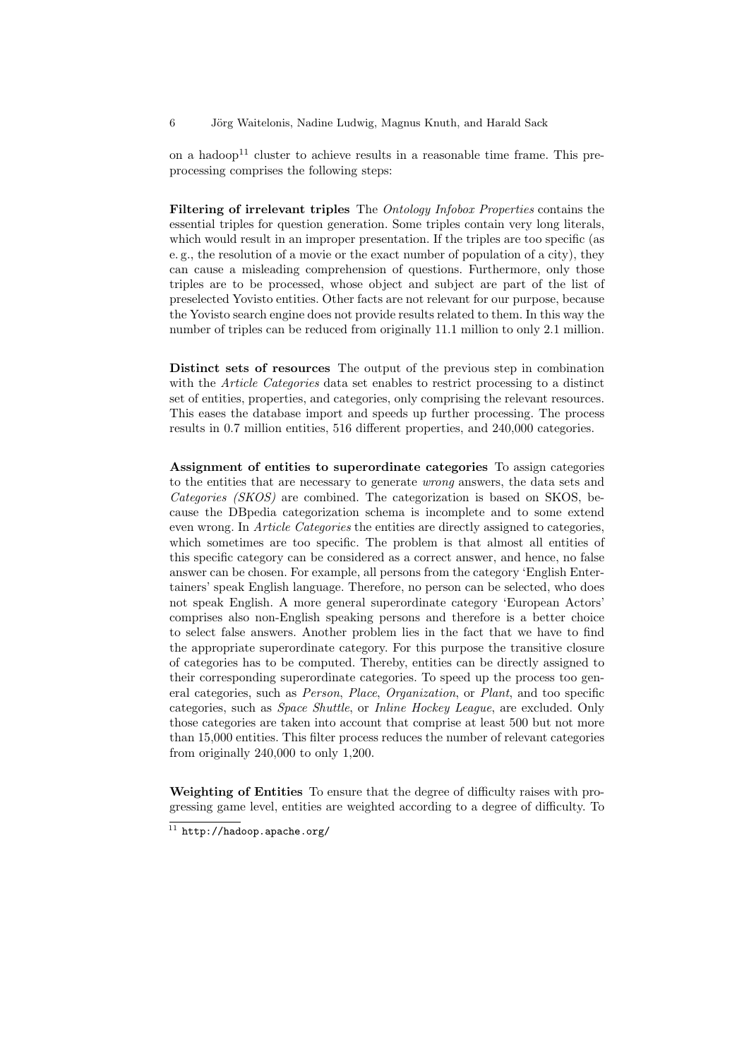on a hadoop[11] cluster to achieve results in a reasonable time frame. This preprocessing comprises the following steps:

**Filtering of irrelevant triples** The *Ontology Infobox Properties* contains the essential triples for question generation. Some triples contain very long literals, which would result in an improper presentation. If the triples are too specific (as e. g., the resolution of a movie or the exact number of population of a city), they can cause a misleading comprehension of questions. Furthermore, only those triples are to be processed, whose object and subject are part of the list of preselected Yovisto entities. Other facts are not relevant for our purpose, because the Yovisto search engine does not provide results related to them. In this way the number of triples can be reduced from originally 11.1 million to only 2.1 million.

**Distinct sets of resources** The output of the previous step in combination with the *Article Categories* data set enables to restrict processing to a distinct set of entities, properties, and categories, only comprising the relevant resources. This eases the database import and speeds up further processing. The process results in 0.7 million entities, 516 different properties, and 240,000 categories.

**Assignment of entities to superordinate categories** To assign categories to the entities that are necessary to generate *wrong* answers, the data sets and *Categories (SKOS)* are combined. The categorization is based on SKOS, because the DBpedia categorization schema is incomplete and to some extend even wrong. In *Article Categories* the entities are directly assigned to categories, which sometimes are too specific. The problem is that almost all entities of this specific category can be considered as a correct answer, and hence, no false answer can be chosen. For example, all persons from the category 'English Entertainers' speak English language. Therefore, no person can be selected, who does not speak English. A more general superordinate category 'European Actors' comprises also non-English speaking persons and therefore is a better choice to select false answers. Another problem lies in the fact that we have to find the appropriate superordinate category. For this purpose the transitive closure of categories has to be computed. Thereby, entities can be directly assigned to their corresponding superordinate categories. To speed up the process too general categories, such as *Person*, *Place*, *Organization*, or *Plant*, and too specific categories, such as *Space Shuttle*, or *Inline Hockey League*, are excluded. Only those categories are taken into account that comprise at least 500 but not more than 15,000 entities. This filter process reduces the number of relevant categories from originally 240,000 to only 1,200.

**Weighting of Entities** To ensure that the degree of difficulty raises with progressing game level, entities are weighted according to a degree of difficulty. To

[11] http://hadoop.apache.org/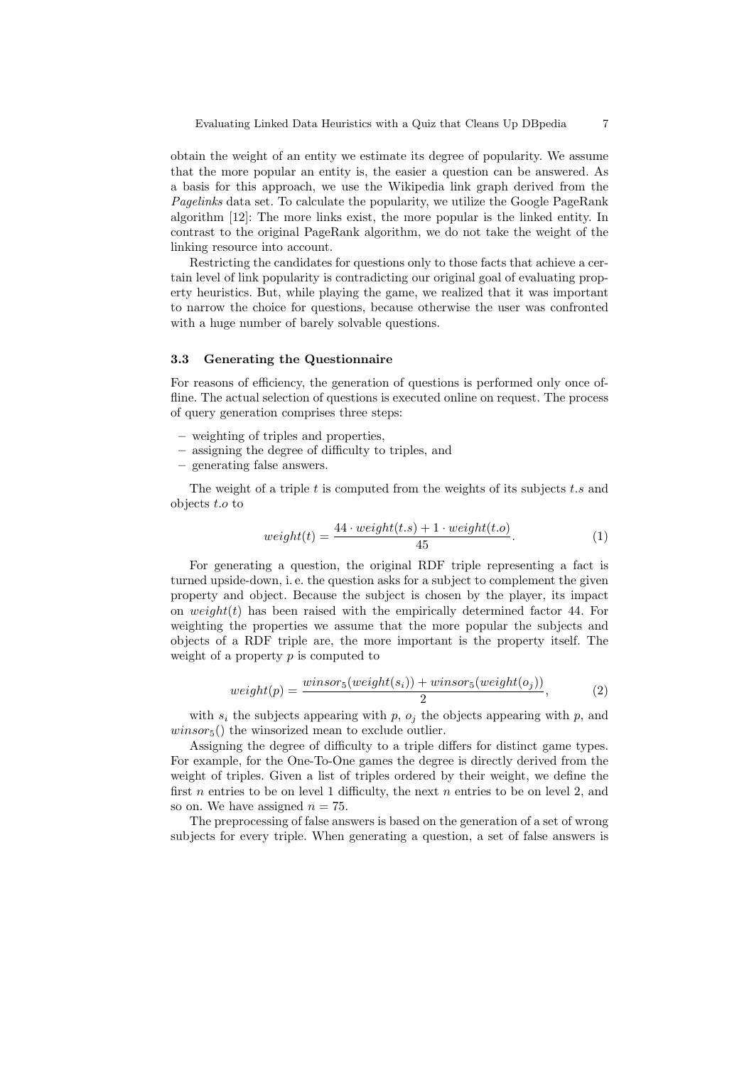obtain the weight of an entity we estimate its degree of popularity. We assume that the more popular an entity is, the easier a question can be answered. As a basis for this approach, we use the Wikipedia link graph derived from the *Pagelinks* data set. To calculate the popularity, we utilize the Google PageRank algorithm [12]: The more links exist, the more popular is the linked entity. In contrast to the original PageRank algorithm, we do not take the weight of the linking resource into account.

Restricting the candidates for questions only to those facts that achieve a certain level of link popularity is contradicting our original goal of evaluating property heuristics. But, while playing the game, we realized that it was important to narrow the choice for questions, because otherwise the user was confronted with a huge number of barely solvable questions.

### 3.3 Generating the Questionnaire

For reasons of efficiency, the generation of questions is performed only once offline. The actual selection of questions is executed online on request. The process of query generation comprises three steps:

– weighting of triples and properties,
– assigning the degree of difficulty to triples, and
– generating false answers.

The weight of a triple $t$ is computed from the weights of its subjects $t.s$ and objects $t.o$ to

$$weight(t) = \frac{44 \cdot weight(t.s) + 1 \cdot weight(t.o)}{45}. \quad (1)$$

For generating a question, the original RDF triple representing a fact is turned upside-down, i. e. the question asks for a subject to complement the given property and object. Because the subject is chosen by the player, its impact on $weight(t)$ has been raised with the empirically determined factor 44. For weighting the properties we assume that the more popular the subjects and objects of a RDF triple are, the more important is the property itself. The weight of a property $p$ is computed to

$$weight(p) = \frac{winsor_5(weight(s_i)) + winsor_5(weight(o_j))}{2}, \quad (2)$$

with $s_i$ the subjects appearing with $p$, $o_j$ the objects appearing with $p$, and $winsor_5()$ the winsorized mean to exclude outlier.

Assigning the degree of difficulty to a triple differs for distinct game types. For example, for the One-To-One games the degree is directly derived from the weight of triples. Given a list of triples ordered by their weight, we define the first $n$ entries to be on level 1 difficulty, the next $n$ entries to be on level 2, and so on. We have assigned $n = 75$.

The preprocessing of false answers is based on the generation of a set of wrong subjects for every triple. When generating a question, a set of false answers is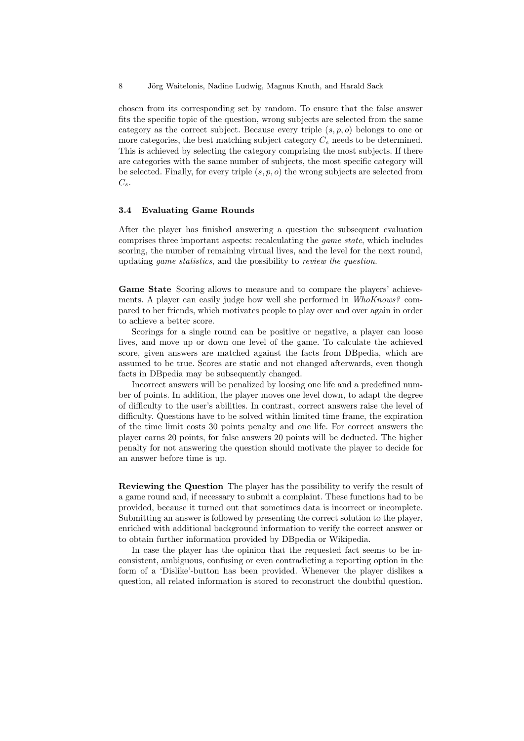chosen from its corresponding set by random. To ensure that the false answer fits the specific topic of the question, wrong subjects are selected from the same category as the correct subject. Because every triple $(s, p, o)$ belongs to one or more categories, the best matching subject category $C_s$ needs to be determined. This is achieved by selecting the category comprising the most subjects. If there are categories with the same number of subjects, the most specific category will be selected. Finally, for every triple $(s, p, o)$ the wrong subjects are selected from $C_s$.

### 3.4 Evaluating Game Rounds

After the player has finished answering a question the subsequent evaluation comprises three important aspects: recalculating the *game state*, which includes scoring, the number of remaining virtual lives, and the level for the next round, updating *game statistics*, and the possibility to *review the question*.

**Game State** Scoring allows to measure and to compare the players' achievements. A player can easily judge how well she performed in *WhoKnows?* compared to her friends, which motivates people to play over and over again in order to achieve a better score.

Scorings for a single round can be positive or negative, a player can loose lives, and move up or down one level of the game. To calculate the achieved score, given answers are matched against the facts from DBpedia, which are assumed to be true. Scores are static and not changed afterwards, even though facts in DBpedia may be subsequently changed.

Incorrect answers will be penalized by loosing one life and a predefined number of points. In addition, the player moves one level down, to adapt the degree of difficulty to the user's abilities. In contrast, correct answers raise the level of difficulty. Questions have to be solved within limited time frame, the expiration of the time limit costs 30 points penalty and one life. For correct answers the player earns 20 points, for false answers 20 points will be deducted. The higher penalty for not answering the question should motivate the player to decide for an answer before time is up.

**Reviewing the Question** The player has the possibility to verify the result of a game round and, if necessary to submit a complaint. These functions had to be provided, because it turned out that sometimes data is incorrect or incomplete. Submitting an answer is followed by presenting the correct solution to the player, enriched with additional background information to verify the correct answer or to obtain further information provided by DBpedia or Wikipedia.

In case the player has the opinion that the requested fact seems to be inconsistent, ambiguous, confusing or even contradicting a reporting option in the form of a 'Dislike'-button has been provided. Whenever the player dislikes a question, all related information is stored to reconstruct the doubtful question.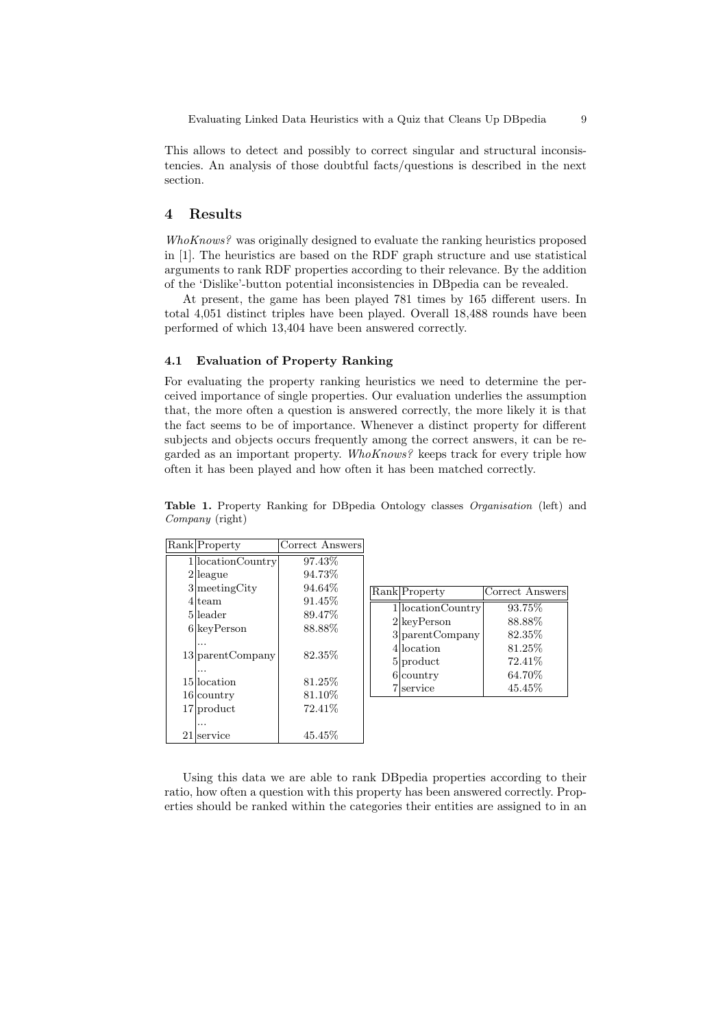This allows to detect and possibly to correct singular and structural inconsistencies. An analysis of those doubtful facts/questions is described in the next section.

## 4 Results

*WhoKnows?* was originally designed to evaluate the ranking heuristics proposed in [1]. The heuristics are based on the RDF graph structure and use statistical arguments to rank RDF properties according to their relevance. By the addition of the 'Dislike'-button potential inconsistencies in DBpedia can be revealed.

At present, the game has been played 781 times by 165 different users. In total 4,051 distinct triples have been played. Overall 18,488 rounds have been performed of which 13,404 have been answered correctly.

### 4.1 Evaluation of Property Ranking

For evaluating the property ranking heuristics we need to determine the perceived importance of single properties. Our evaluation underlies the assumption that, the more often a question is answered correctly, the more likely it is that the fact seems to be of importance. Whenever a distinct property for different subjects and objects occurs frequently among the correct answers, it can be regarded as an important property. *WhoKnows?* keeps track for every triple how often it has been played and how often it has been matched correctly.

**Table 1.** Property Ranking for DBpedia Ontology classes *Organisation* (left) and *Company* (right)

| Rank | Property | Correct Answers |
|---|---|---|
| 1 | locationCountry | 97.43% |
| 2 | league | 94.73% |
| 3 | meetingCity | 94.64% |
| 4 | team | 91.45% |
| 5 | leader | 89.47% |
| 6 | keyPerson | 88.88% |
| | ... | |
| 13 | parentCompany | 82.35% |
| | ... | |
| 15 | location | 81.25% |
| 16 | country | 81.10% |
| 17 | product | 72.41% |
| | ... | |
| 21 | service | 45.45% |

| Rank | Property | Correct Answers |
|---|---|---|
| 1 | locationCountry | 93.75% |
| 2 | keyPerson | 88.88% |
| 3 | parentCompany | 82.35% |
| 4 | location | 81.25% |
| 5 | product | 72.41% |
| 6 | country | 64.70% |
| 7 | service | 45.45% |

Using this data we are able to rank DBpedia properties according to their ratio, how often a question with this property has been answered correctly. Properties should be ranked within the categories their entities are assigned to in an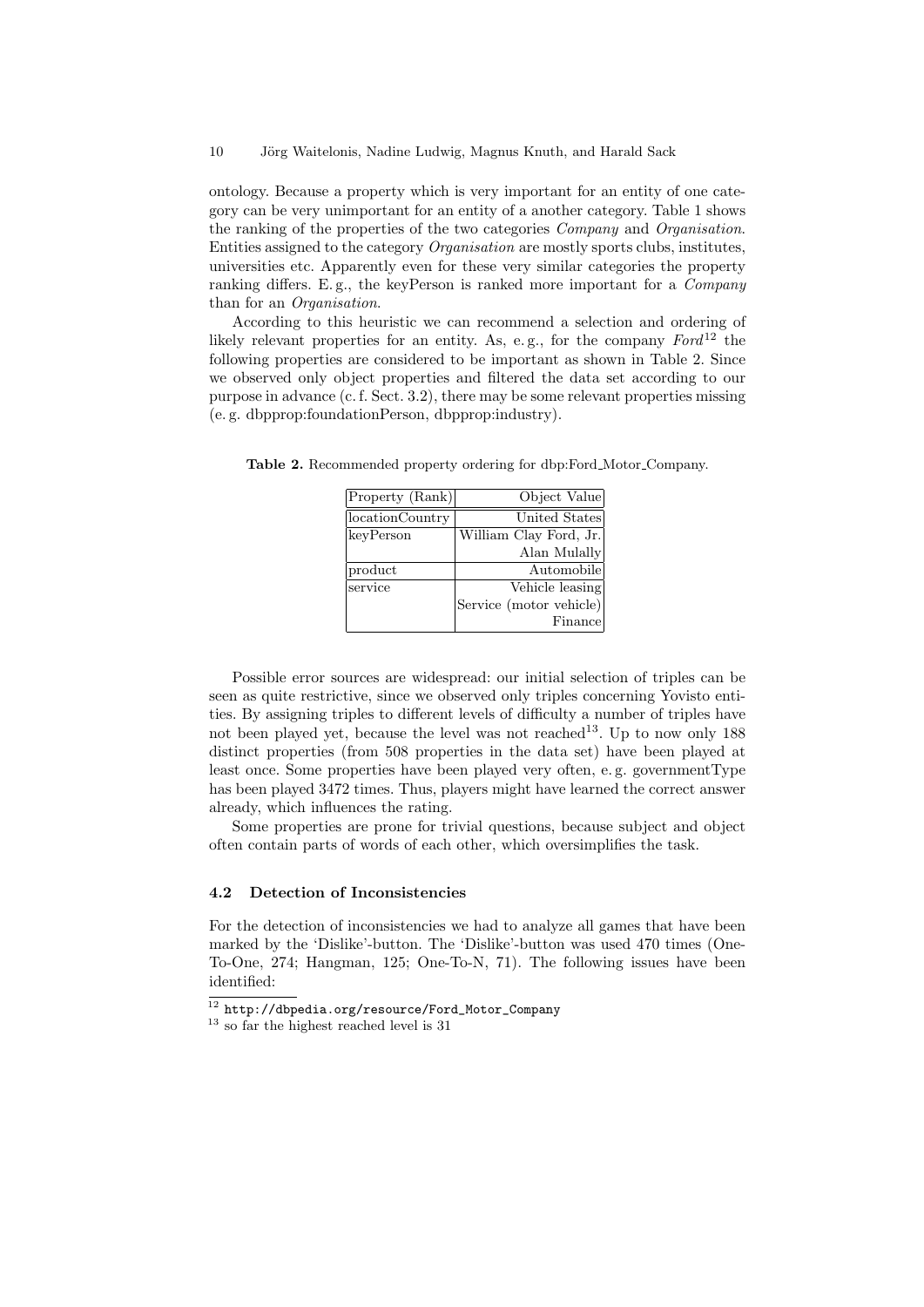ontology. Because a property which is very important for an entity of one category can be very unimportant for an entity of a another category. Table 1 shows the ranking of the properties of the two categories *Company* and *Organisation*. Entities assigned to the category *Organisation* are mostly sports clubs, institutes, universities etc. Apparently even for these very similar categories the property ranking differs. E. g., the keyPerson is ranked more important for a *Company* than for an *Organisation*.

According to this heuristic we can recommend a selection and ordering of likely relevant properties for an entity. As, e. g., for the company *Ford*[12] the following properties are considered to be important as shown in Table 2. Since we observed only object properties and filtered the data set according to our purpose in advance (c. f. Sect. 3.2), there may be some relevant properties missing (e. g. dbpprop:foundationPerson, dbpprop:industry).

**Table 2.** Recommended property ordering for dbp:Ford_Motor_Company.

| Property (Rank) | Object Value |
|---|---:|
| locationCountry | United States |
| keyPerson | William Clay Ford, Jr. |
| | Alan Mulally |
| product | Automobile |
| service | Vehicle leasing |
| | Service (motor vehicle) |
| | Finance |

Possible error sources are widespread: our initial selection of triples can be seen as quite restrictive, since we observed only triples concerning Yovisto entities. By assigning triples to different levels of difficulty a number of triples have not been played yet, because the level was not reached[13]. Up to now only 188 distinct properties (from 508 properties in the data set) have been played at least once. Some properties have been played very often, e. g. governmentType has been played 3472 times. Thus, players might have learned the correct answer already, which influences the rating.

Some properties are prone for trivial questions, because subject and object often contain parts of words of each other, which oversimplifies the task.

### 4.2 Detection of Inconsistencies

For the detection of inconsistencies we had to analyze all games that have been marked by the 'Dislike'-button. The 'Dislike'-button was used 470 times (One-To-One, 274; Hangman, 125; One-To-N, 71). The following issues have been identified:

[12] http://dbpedia.org/resource/Ford_Motor_Company

[13] so far the highest reached level is 31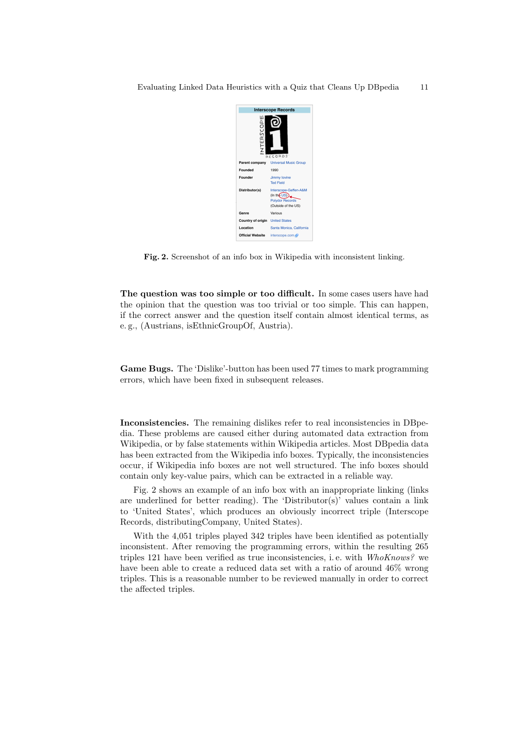Fig. 2. Screenshot of an info box in Wikipedia with inconsistent linking.

**The question was too simple or too difficult.** In some cases users have had the opinion that the question was too trivial or too simple. This can happen, if the correct answer and the question itself contain almost identical terms, as e. g., (Austrians, isEthnicGroupOf, Austria).

**Game Bugs.** The 'Dislike'-button has been used 77 times to mark programming errors, which have been fixed in subsequent releases.

**Inconsistencies.** The remaining dislikes refer to real inconsistencies in DBpedia. These problems are caused either during automated data extraction from Wikipedia, or by false statements within Wikipedia articles. Most DBpedia data has been extracted from the Wikipedia info boxes. Typically, the inconsistencies occur, if Wikipedia info boxes are not well structured. The info boxes should contain only key-value pairs, which can be extracted in a reliable way.

Fig. 2 shows an example of an info box with an inappropriate linking (links are underlined for better reading). The 'Distributor(s)' values contain a link to 'United States', which produces an obviously incorrect triple (Interscope Records, distributingCompany, United States).

With the 4,051 triples played 342 triples have been identified as potentially inconsistent. After removing the programming errors, within the resulting 265 triples 121 have been verified as true inconsistencies, i. e. with *WhoKnows?* we have been able to create a reduced data set with a ratio of around 46% wrong triples. This is a reasonable number to be reviewed manually in order to correct the affected triples.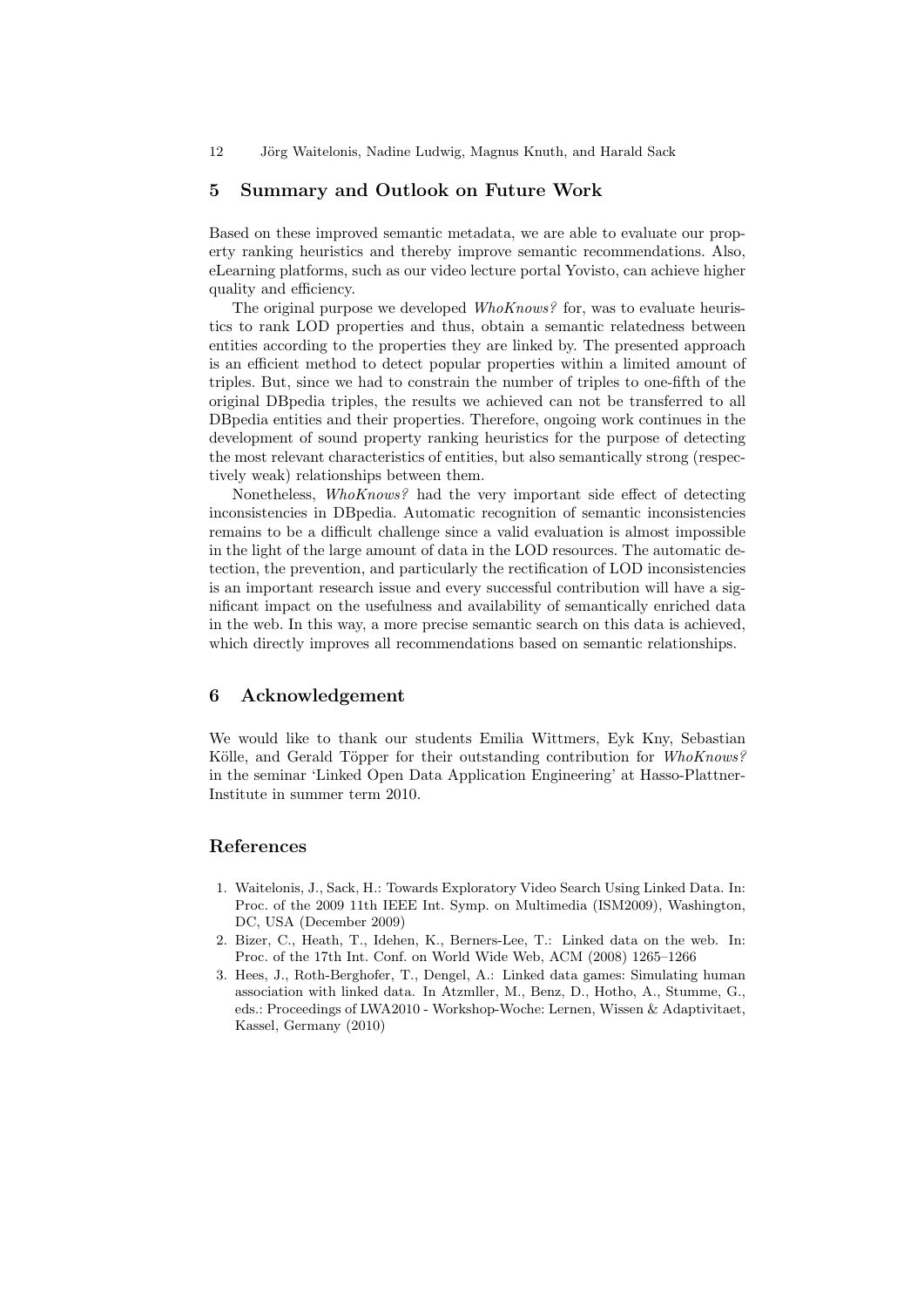## 5 Summary and Outlook on Future Work

Based on these improved semantic metadata, we are able to evaluate our property ranking heuristics and thereby improve semantic recommendations. Also, eLearning platforms, such as our video lecture portal Yovisto, can achieve higher quality and efficiency.

The original purpose we developed *WhoKnows?* for, was to evaluate heuristics to rank LOD properties and thus, obtain a semantic relatedness between entities according to the properties they are linked by. The presented approach is an efficient method to detect popular properties within a limited amount of triples. But, since we had to constrain the number of triples to one-fifth of the original DBpedia triples, the results we achieved can not be transferred to all DBpedia entities and their properties. Therefore, ongoing work continues in the development of sound property ranking heuristics for the purpose of detecting the most relevant characteristics of entities, but also semantically strong (respectively weak) relationships between them.

Nonetheless, *WhoKnows?* had the very important side effect of detecting inconsistencies in DBpedia. Automatic recognition of semantic inconsistencies remains to be a difficult challenge since a valid evaluation is almost impossible in the light of the large amount of data in the LOD resources. The automatic detection, the prevention, and particularly the rectification of LOD inconsistencies is an important research issue and every successful contribution will have a significant impact on the usefulness and availability of semantically enriched data in the web. In this way, a more precise semantic search on this data is achieved, which directly improves all recommendations based on semantic relationships.

## 6 Acknowledgement

We would like to thank our students Emilia Wittmers, Eyk Kny, Sebastian Kölle, and Gerald Töpper for their outstanding contribution for *WhoKnows?* in the seminar 'Linked Open Data Application Engineering' at Hasso-Plattner-Institute in summer term 2010.

## References

1. Waitelonis, J., Sack, H.: Towards Exploratory Video Search Using Linked Data. In: Proc. of the 2009 11th IEEE Int. Symp. on Multimedia (ISM2009), Washington, DC, USA (December 2009)
2. Bizer, C., Heath, T., Idehen, K., Berners-Lee, T.: Linked data on the web. In: Proc. of the 17th Int. Conf. on World Wide Web, ACM (2008) 1265–1266
3. Hees, J., Roth-Berghofer, T., Dengel, A.: Linked data games: Simulating human association with linked data. In Atzmller, M., Benz, D., Hotho, A., Stumme, G., eds.: Proceedings of LWA2010 - Workshop-Woche: Lernen, Wissen & Adaptivitaet, Kassel, Germany (2010)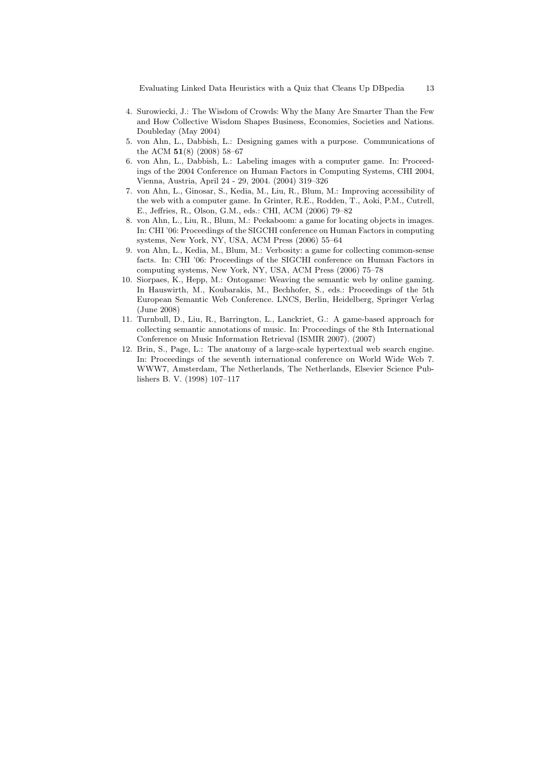4. Surowiecki, J.: The Wisdom of Crowds: Why the Many Are Smarter Than the Few and How Collective Wisdom Shapes Business, Economies, Societies and Nations. Doubleday (May 2004)
5. von Ahn, L., Dabbish, L.: Designing games with a purpose. Communications of the ACM **51**(8) (2008) 58–67
6. von Ahn, L., Dabbish, L.: Labeling images with a computer game. In: Proceedings of the 2004 Conference on Human Factors in Computing Systems, CHI 2004, Vienna, Austria, April 24 - 29, 2004. (2004) 319–326
7. von Ahn, L., Ginosar, S., Kedia, M., Liu, R., Blum, M.: Improving accessibility of the web with a computer game. In Grinter, R.E., Rodden, T., Aoki, P.M., Cutrell, E., Jeffries, R., Olson, G.M., eds.: CHI, ACM (2006) 79–82
8. von Ahn, L., Liu, R., Blum, M.: Peekaboom: a game for locating objects in images. In: CHI '06: Proceedings of the SIGCHI conference on Human Factors in computing systems, New York, NY, USA, ACM Press (2006) 55–64
9. von Ahn, L., Kedia, M., Blum, M.: Verbosity: a game for collecting common-sense facts. In: CHI '06: Proceedings of the SIGCHI conference on Human Factors in computing systems, New York, NY, USA, ACM Press (2006) 75–78
10. Siorpaes, K., Hepp, M.: Ontogame: Weaving the semantic web by online gaming. In Hauswirth, M., Koubarakis, M., Bechhofer, S., eds.: Proceedings of the 5th European Semantic Web Conference. LNCS, Berlin, Heidelberg, Springer Verlag (June 2008)
11. Turnbull, D., Liu, R., Barrington, L., Lanckriet, G.: A game-based approach for collecting semantic annotations of music. In: Proceedings of the 8th International Conference on Music Information Retrieval (ISMIR 2007). (2007)
12. Brin, S., Page, L.: The anatomy of a large-scale hypertextual web search engine. In: Proceedings of the seventh international conference on World Wide Web 7. WWW7, Amsterdam, The Netherlands, The Netherlands, Elsevier Science Publishers B. V. (1998) 107–117